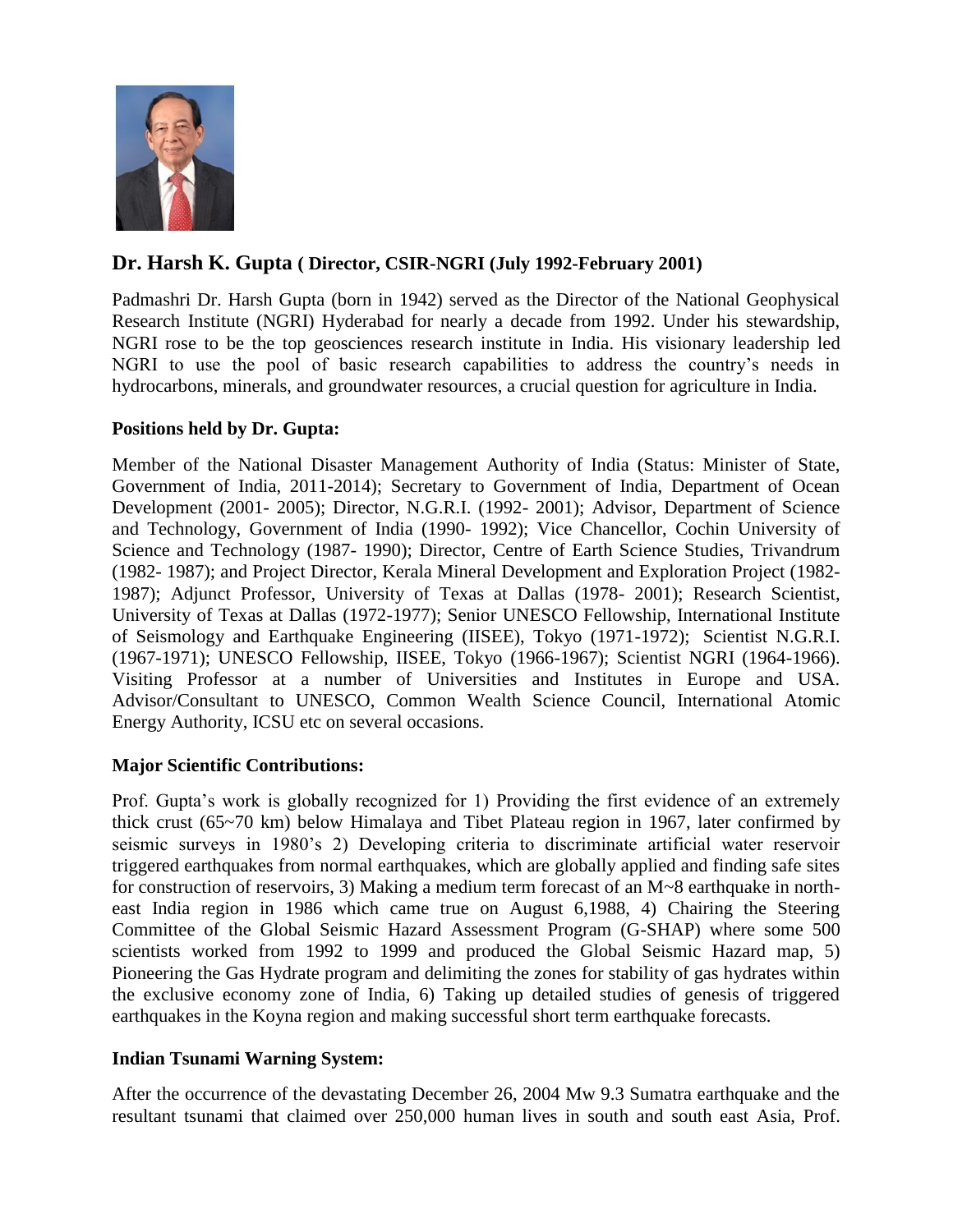## Dr. Harsh K. Gupta ( Director, CSIR-NGRI (July 1992-February 2001)

Padmashri Dr. Harsh Gupta (born in 1942) served as the Director of the National Geophysical Research Institute (NGRI) Hyderabad for nearly a decade from 1992. Under his stewardship, NGRI rose to be the top geosciences research institute in India. His visionary leadership led NGRI to use the pool of basic research capabilities to address the country's needs in hydrocarbons, minerals, and groundwater resources, a crucial question for agriculture in India.

### Positions held by Dr. Gupta:

Member of the National Disaster Management Authority of India (Status: Minister of State, Government of India, 2011-2014); Secretary to Government of India, Department of Ocean Development (2001- 2005); Director, N.G.R.I. (1992- 2001); Advisor, Department of Science and Technology, Government of India (1990- 1992); Vice Chancellor, Cochin University of Science and Technology (1987- 1990); Director, Centre of Earth Science Studies, Trivandrum (1982- 1987); and Project Director, Kerala Mineral Development and Exploration Project (1982-1987); Adjunct Professor, University of Texas at Dallas (1978- 2001); Research Scientist, University of Texas at Dallas (1972-1977); Senior UNESCO Fellowship, International Institute of Seismology and Earthquake Engineering (IISEE), Tokyo (1971-1972); Scientist N.G.R.I. (1967-1971); UNESCO Fellowship, IISEE, Tokyo (1966-1967); Scientist NGRI (1964-1966). Visiting Professor at a number of Universities and Institutes in Europe and USA. Advisor/Consultant to UNESCO, Common Wealth Science Council, International Atomic Energy Authority, ICSU etc on several occasions.

### Major Scientific Contributions:

Prof. Gupta's work is globally recognized for 1) Providing the first evidence of an extremely thick crust (65~70 km) below Himalaya and Tibet Plateau region in 1967, later confirmed by seismic surveys in 1980's 2) Developing criteria to discriminate artificial water reservoir triggered earthquakes from normal earthquakes, which are globally applied and finding safe sites for construction of reservoirs, 3) Making a medium term forecast of an M~8 earthquake in north-east India region in 1986 which came true on August 6,1988, 4) Chairing the Steering Committee of the Global Seismic Hazard Assessment Program (G-SHAP) where some 500 scientists worked from 1992 to 1999 and produced the Global Seismic Hazard map, 5) Pioneering the Gas Hydrate program and delimiting the zones for stability of gas hydrates within the exclusive economy zone of India, 6) Taking up detailed studies of genesis of triggered earthquakes in the Koyna region and making successful short term earthquake forecasts.

### Indian Tsunami Warning System:

After the occurrence of the devastating December 26, 2004 Mw 9.3 Sumatra earthquake and the resultant tsunami that claimed over 250,000 human lives in south and south east Asia, Prof.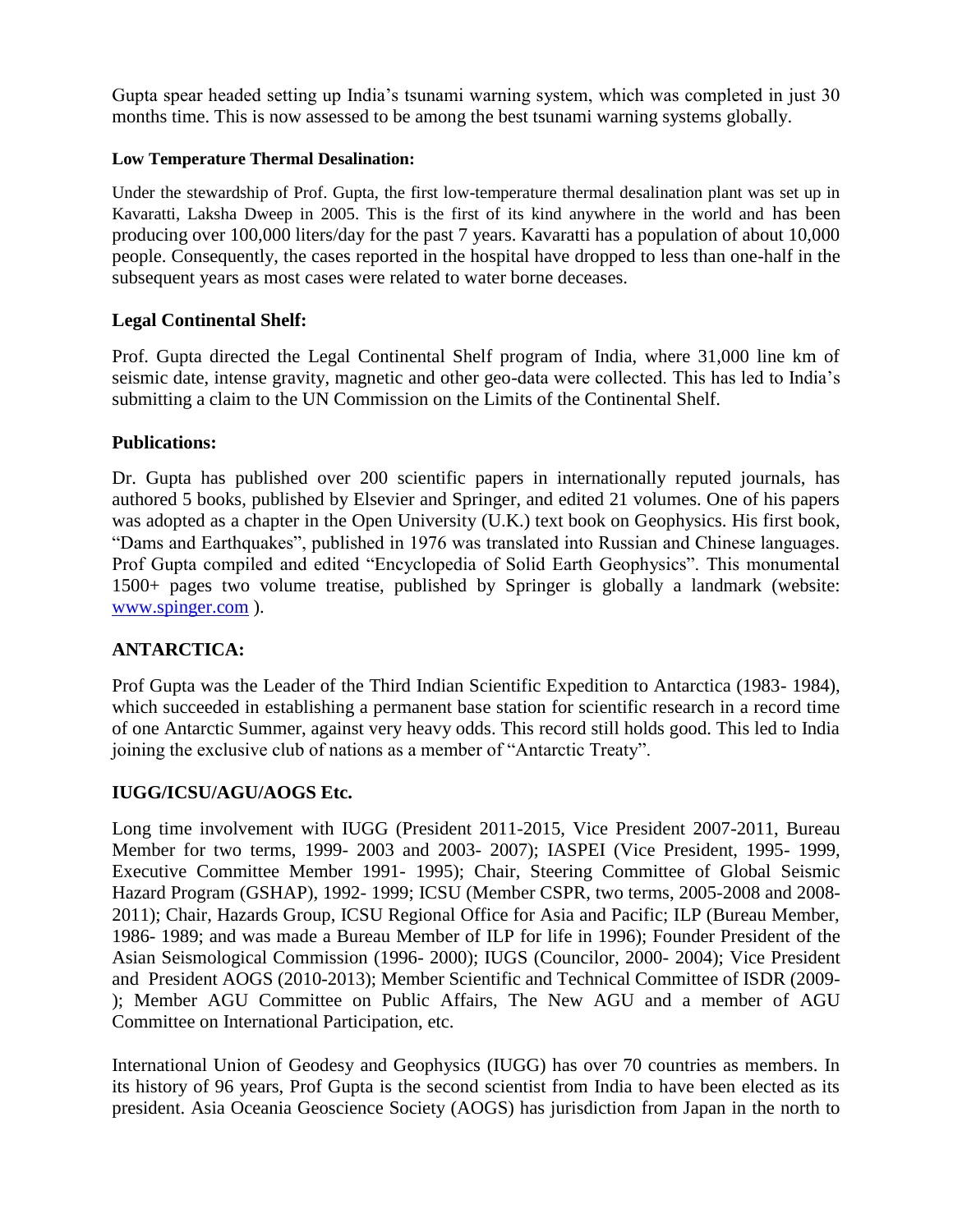Gupta spear headed setting up India's tsunami warning system, which was completed in just 30 months time. This is now assessed to be among the best tsunami warning systems globally.

#### Low Temperature Thermal Desalination:

Under the stewardship of Prof. Gupta, the first low-temperature thermal desalination plant was set up in Kavaratti, Laksha Dweep in 2005. This is the first of its kind anywhere in the world and has been producing over 100,000 liters/day for the past 7 years. Kavaratti has a population of about 10,000 people. Consequently, the cases reported in the hospital have dropped to less than one-half in the subsequent years as most cases were related to water borne deceases.

### Legal Continental Shelf:

Prof. Gupta directed the Legal Continental Shelf program of India, where 31,000 line km of seismic date, intense gravity, magnetic and other geo-data were collected. This has led to India's submitting a claim to the UN Commission on the Limits of the Continental Shelf.

### Publications:

Dr. Gupta has published over 200 scientific papers in internationally reputed journals, has authored 5 books, published by Elsevier and Springer, and edited 21 volumes. One of his papers was adopted as a chapter in the Open University (U.K.) text book on Geophysics. His first book, "Dams and Earthquakes", published in 1976 was translated into Russian and Chinese languages. Prof Gupta compiled and edited "Encyclopedia of Solid Earth Geophysics". This monumental 1500+ pages two volume treatise, published by Springer is globally a landmark (website: www.spinger.com ).

### ANTARCTICA:

Prof Gupta was the Leader of the Third Indian Scientific Expedition to Antarctica (1983- 1984), which succeeded in establishing a permanent base station for scientific research in a record time of one Antarctic Summer, against very heavy odds. This record still holds good. This led to India joining the exclusive club of nations as a member of "Antarctic Treaty".

### IUGG/ICSU/AGU/AOGS Etc.

Long time involvement with IUGG (President 2011-2015, Vice President 2007-2011, Bureau Member for two terms, 1999- 2003 and 2003- 2007); IASPEI (Vice President, 1995- 1999, Executive Committee Member 1991- 1995); Chair, Steering Committee of Global Seismic Hazard Program (GSHAP), 1992- 1999; ICSU (Member CSPR, two terms, 2005-2008 and 2008-2011); Chair, Hazards Group, ICSU Regional Office for Asia and Pacific; ILP (Bureau Member, 1986- 1989; and was made a Bureau Member of ILP for life in 1996); Founder President of the Asian Seismological Commission (1996- 2000); IUGS (Councilor, 2000- 2004); Vice President and President AOGS (2010-2013); Member Scientific and Technical Committee of ISDR (2009- ); Member AGU Committee on Public Affairs, The New AGU and a member of AGU Committee on International Participation, etc.

International Union of Geodesy and Geophysics (IUGG) has over 70 countries as members. In its history of 96 years, Prof Gupta is the second scientist from India to have been elected as its president. Asia Oceania Geoscience Society (AOGS) has jurisdiction from Japan in the north to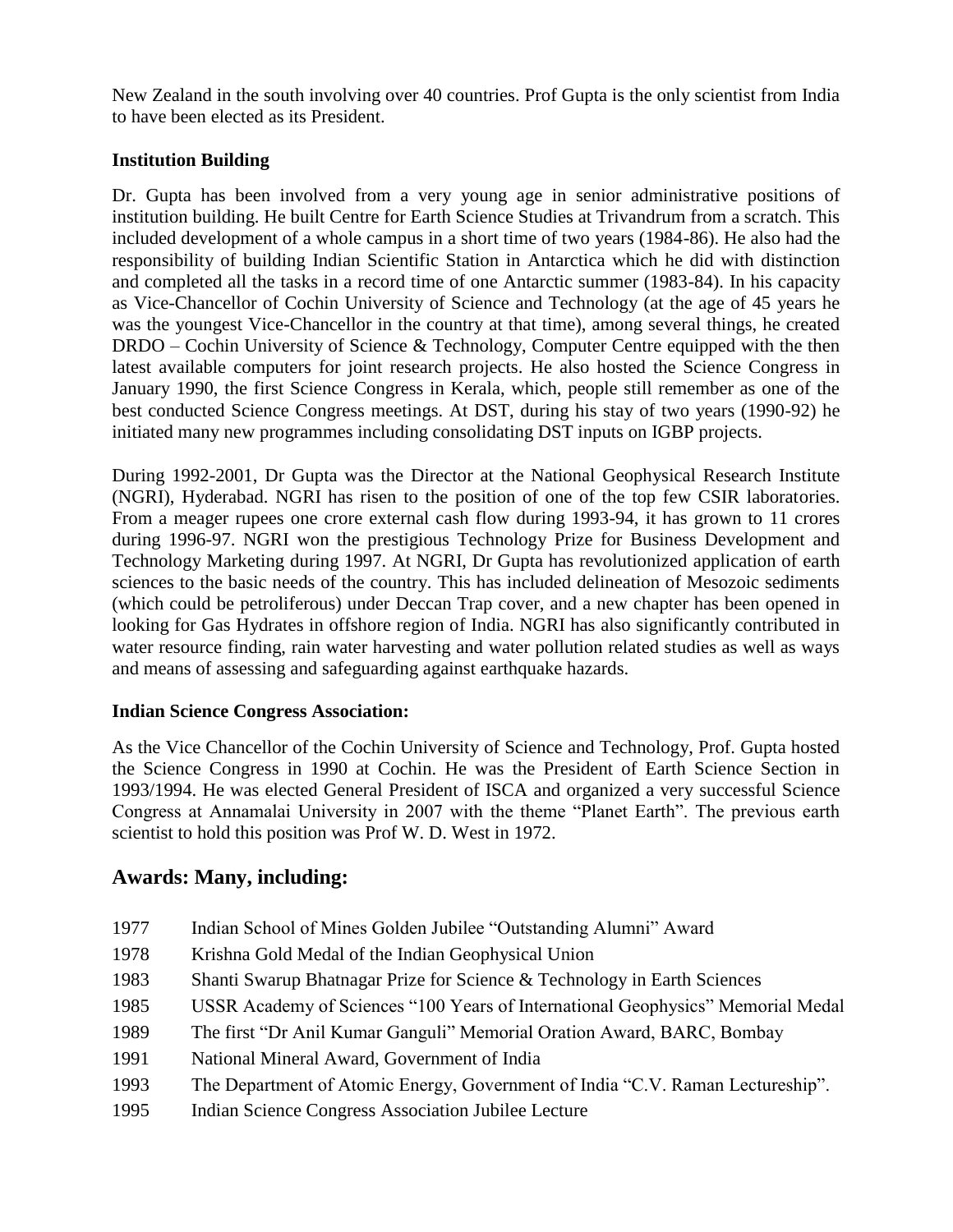New Zealand in the south involving over 40 countries. Prof Gupta is the only scientist from India to have been elected as its President.

**Institution Building**

Dr. Gupta has been involved from a very young age in senior administrative positions of institution building. He built Centre for Earth Science Studies at Trivandrum from a scratch. This included development of a whole campus in a short time of two years (1984-86). He also had the responsibility of building Indian Scientific Station in Antarctica which he did with distinction and completed all the tasks in a record time of one Antarctic summer (1983-84). In his capacity as Vice-Chancellor of Cochin University of Science and Technology (at the age of 45 years he was the youngest Vice-Chancellor in the country at that time), among several things, he created DRDO – Cochin University of Science & Technology, Computer Centre equipped with the then latest available computers for joint research projects. He also hosted the Science Congress in January 1990, the first Science Congress in Kerala, which, people still remember as one of the best conducted Science Congress meetings. At DST, during his stay of two years (1990-92) he initiated many new programmes including consolidating DST inputs on IGBP projects.

During 1992-2001, Dr Gupta was the Director at the National Geophysical Research Institute (NGRI), Hyderabad. NGRI has risen to the position of one of the top few CSIR laboratories. From a meager rupees one crore external cash flow during 1993-94, it has grown to 11 crores during 1996-97. NGRI won the prestigious Technology Prize for Business Development and Technology Marketing during 1997. At NGRI, Dr Gupta has revolutionized application of earth sciences to the basic needs of the country. This has included delineation of Mesozoic sediments (which could be petroliferous) under Deccan Trap cover, and a new chapter has been opened in looking for Gas Hydrates in offshore region of India. NGRI has also significantly contributed in water resource finding, rain water harvesting and water pollution related studies as well as ways and means of assessing and safeguarding against earthquake hazards.

**Indian Science Congress Association:**

As the Vice Chancellor of the Cochin University of Science and Technology, Prof. Gupta hosted the Science Congress in 1990 at Cochin. He was the President of Earth Science Section in 1993/1994. He was elected General President of ISCA and organized a very successful Science Congress at Annamalai University in 2007 with the theme "Planet Earth". The previous earth scientist to hold this position was Prof W. D. West in 1972.

## Awards: Many, including:

| | |
|---|---|
| 1977 | Indian School of Mines Golden Jubilee "Outstanding Alumni" Award |
| 1978 | Krishna Gold Medal of the Indian Geophysical Union |
| 1983 | Shanti Swarup Bhatnagar Prize for Science & Technology in Earth Sciences |
| 1985 | USSR Academy of Sciences "100 Years of International Geophysics" Memorial Medal |
| 1989 | The first "Dr Anil Kumar Ganguli" Memorial Oration Award, BARC, Bombay |
| 1991 | National Mineral Award, Government of India |
| 1993 | The Department of Atomic Energy, Government of India "C.V. Raman Lectureship". |
| 1995 | Indian Science Congress Association Jubilee Lecture |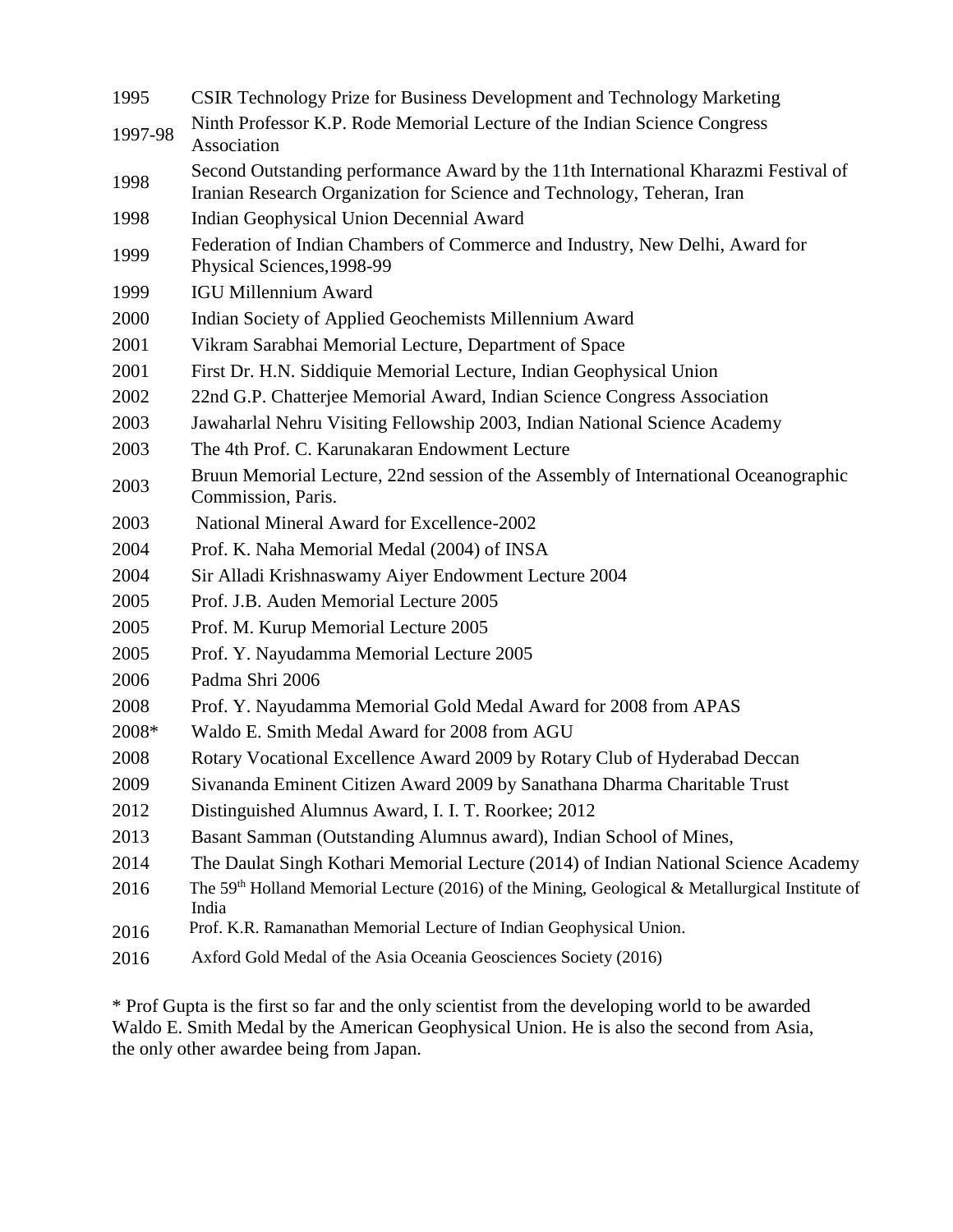| | |
|---|---|
| 1995 | CSIR Technology Prize for Business Development and Technology Marketing |
| 1997-98 | Ninth Professor K.P. Rode Memorial Lecture of the Indian Science Congress Association |
| 1998 | Second Outstanding performance Award by the 11th International Kharazmi Festival of Iranian Research Organization for Science and Technology, Teheran, Iran |
| 1998 | Indian Geophysical Union Decennial Award |
| 1999 | Federation of Indian Chambers of Commerce and Industry, New Delhi, Award for Physical Sciences,1998-99 |
| 1999 | IGU Millennium Award |
| 2000 | Indian Society of Applied Geochemists Millennium Award |
| 2001 | Vikram Sarabhai Memorial Lecture, Department of Space |
| 2001 | First Dr. H.N. Siddiquie Memorial Lecture, Indian Geophysical Union |
| 2002 | 22nd G.P. Chatterjee Memorial Award, Indian Science Congress Association |
| 2003 | Jawaharlal Nehru Visiting Fellowship 2003, Indian National Science Academy |
| 2003 | The 4th Prof. C. Karunakaran Endowment Lecture |
| 2003 | Bruun Memorial Lecture, 22nd session of the Assembly of International Oceanographic Commission, Paris. |
| 2003 | National Mineral Award for Excellence-2002 |
| 2004 | Prof. K. Naha Memorial Medal (2004) of INSA |
| 2004 | Sir Alladi Krishnaswamy Aiyer Endowment Lecture 2004 |
| 2005 | Prof. J.B. Auden Memorial Lecture 2005 |
| 2005 | Prof. M. Kurup Memorial Lecture 2005 |
| 2005 | Prof. Y. Nayudamma Memorial Lecture 2005 |
| 2006 | Padma Shri 2006 |
| 2008 | Prof. Y. Nayudamma Memorial Gold Medal Award for 2008 from APAS |
| 2008* | Waldo E. Smith Medal Award for 2008 from AGU |
| 2008 | Rotary Vocational Excellence Award 2009 by Rotary Club of Hyderabad Deccan |
| 2009 | Sivananda Eminent Citizen Award 2009 by Sanathana Dharma Charitable Trust |
| 2012 | Distinguished Alumnus Award, I. I. T. Roorkee; 2012 |
| 2013 | Basant Samman (Outstanding Alumnus award), Indian School of Mines, |
| 2014 | The Daulat Singh Kothari Memorial Lecture (2014) of Indian National Science Academy |
| 2016 | The 59th Holland Memorial Lecture (2016) of the Mining, Geological & Metallurgical Institute of India |
| 2016 | Prof. K.R. Ramanathan Memorial Lecture of Indian Geophysical Union. |
| 2016 | Axford Gold Medal of the Asia Oceania Geosciences Society (2016) |

* Prof Gupta is the first so far and the only scientist from the developing world to be awarded Waldo E. Smith Medal by the American Geophysical Union. He is also the second from Asia, the only other awardee being from Japan.